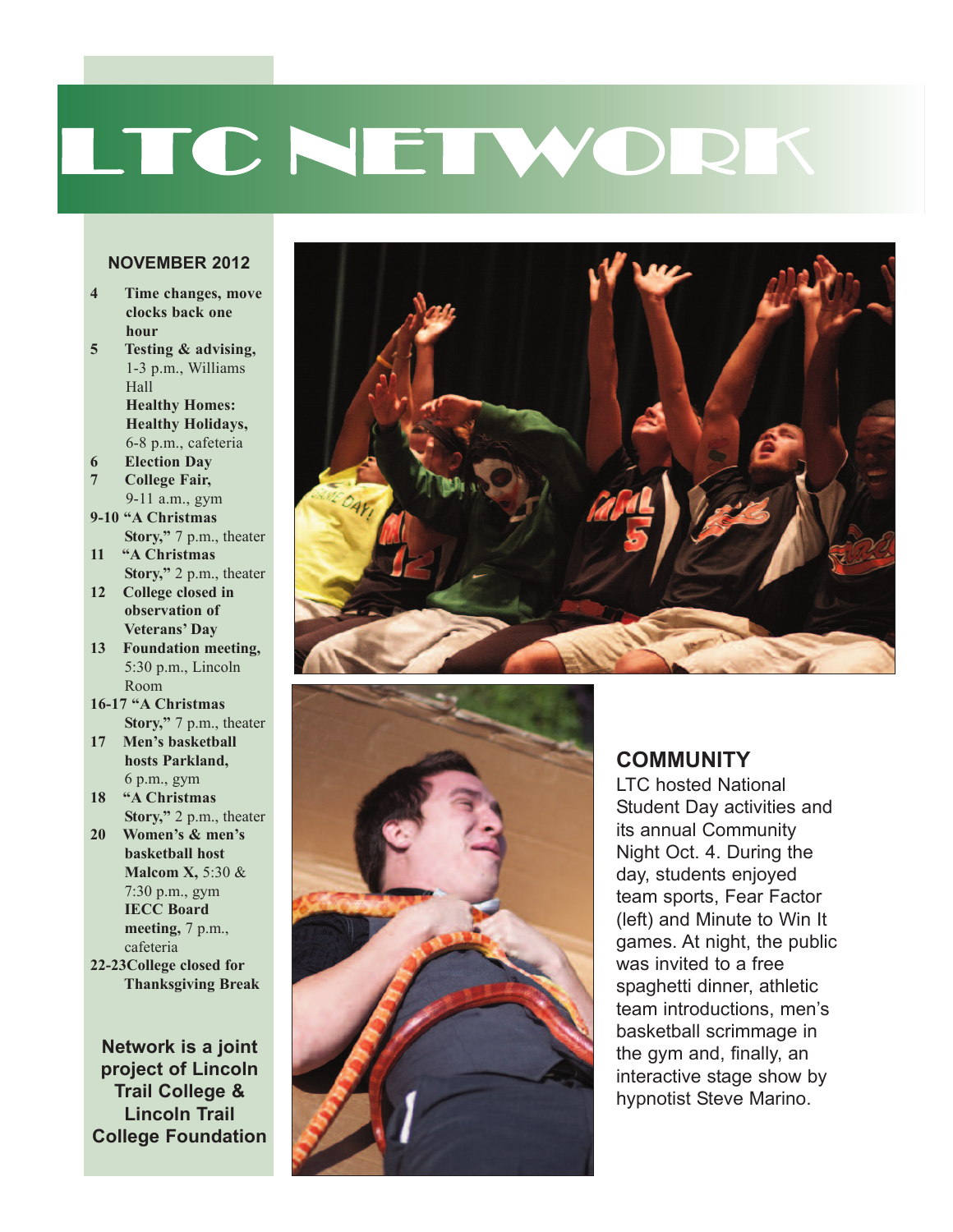# LTC NETWORK

## NOVEMBER 2012

- **4** **Time changes, move clocks back one hour**
- **5** **Testing & advising,** 1-3 p.m., Williams Hall
  **Healthy Homes: Healthy Holidays,** 6-8 p.m., cafeteria
- **6** **Election Day**
- **7** **College Fair,** 9-11 a.m., gym
- **9-10** **"A Christmas Story,"** 7 p.m., theater
- **11** **"A Christmas Story,"** 2 p.m., theater
- **12** **College closed in observation of Veterans' Day**
- **13** **Foundation meeting,** 5:30 p.m., Lincoln Room
- **16-17** **"A Christmas Story,"** 7 p.m., theater
- **17** **Men's basketball hosts Parkland,** 6 p.m., gym
- **18** **"A Christmas Story,"** 2 p.m., theater
- **20** **Women's & men's basketball host Malcom X,** 5:30 & 7:30 p.m., gym
  **IECC Board meeting,** 7 p.m., cafeteria
- **22-23** **College closed for Thanksgiving Break**

**Network is a joint project of Lincoln Trail College & Lincoln Trail College Foundation**

## COMMUNITY

LTC hosted National Student Day activities and its annual Community Night Oct. 4. During the day, students enjoyed team sports, Fear Factor (left) and Minute to Win It games. At night, the public was invited to a free spaghetti dinner, athletic team introductions, men's basketball scrimmage in the gym and, finally, an interactive stage show by hypnotist Steve Marino.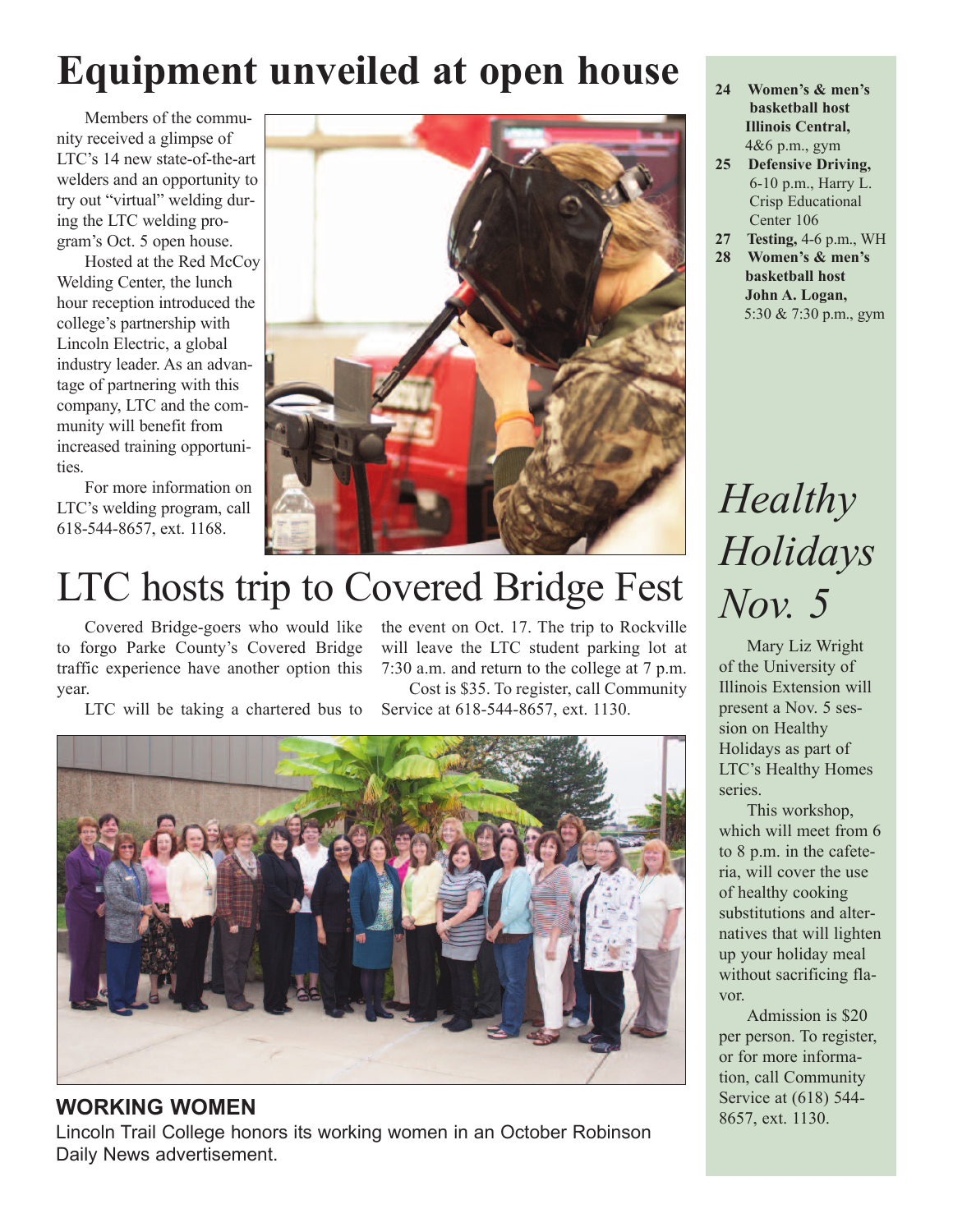# Equipment unveiled at open house

Members of the community received a glimpse of LTC's 14 new state-of-the-art welders and an opportunity to try out "virtual" welding during the LTC welding program's Oct. 5 open house.

Hosted at the Red McCoy Welding Center, the lunch hour reception introduced the college's partnership with Lincoln Electric, a global industry leader. As an advantage of partnering with this company, LTC and the community will benefit from increased training opportunities.

For more information on LTC's welding program, call 618-544-8657, ext. 1168.

# LTC hosts trip to Covered Bridge Fest

Covered Bridge-goers who would like to forgo Parke County's Covered Bridge traffic experience have another option this year.

LTC will be taking a chartered bus to the event on Oct. 17. The trip to Rockville will leave the LTC student parking lot at 7:30 a.m. and return to the college at 7 p.m.

Cost is $35. To register, call Community Service at 618-544-8657, ext. 1130.

**WORKING WOMEN**

Lincoln Trail College honors its working women in an October Robinson Daily News advertisement.

**24** **Women's & men's basketball host Illinois Central,** 4&6 p.m., gym

**25** **Defensive Driving,** 6-10 p.m., Harry L. Crisp Educational Center 106

**27** **Testing,** 4-6 p.m., WH

**28** **Women's & men's basketball host John A. Logan,** 5:30 & 7:30 p.m., gym

# *Healthy Holidays Nov. 5*

Mary Liz Wright of the University of Illinois Extension will present a Nov. 5 session on Healthy Holidays as part of LTC's Healthy Homes series.

This workshop, which will meet from 6 to 8 p.m. in the cafeteria, will cover the use of healthy cooking substitutions and alternatives that will lighten up your holiday meal without sacrificing flavor.

Admission is $20 per person. To register, or for more information, call Community Service at (618) 544-8657, ext. 1130.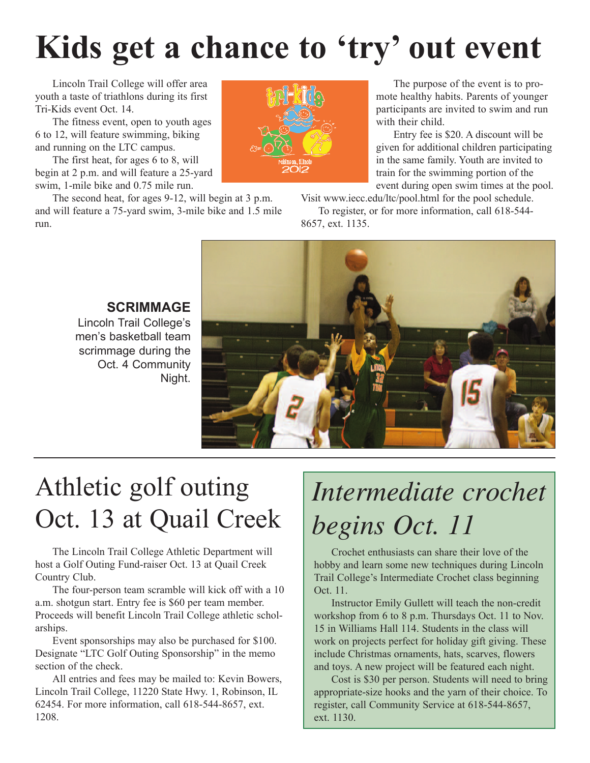# Kids get a chance to 'try' out event

Lincoln Trail College will offer area youth a taste of triathlons during its first Tri-Kids event Oct. 14.

The fitness event, open to youth ages 6 to 12, will feature swimming, biking and running on the LTC campus.

The first heat, for ages 6 to 8, will begin at 2 p.m. and will feature a 25-yard swim, 1-mile bike and 0.75 mile run.

The second heat, for ages 9-12, will begin at 3 p.m. and will feature a 75-yard swim, 3-mile bike and 1.5 mile run.

The purpose of the event is to promote healthy habits. Parents of younger participants are invited to swim and run with their child.

Entry fee is $20. A discount will be given for additional children participating in the same family. Youth are invited to train for the swimming portion of the event during open swim times at the pool. Visit www.iecc.edu/ltc/pool.html for the pool schedule.

To register, or for more information, call 618-544-8657, ext. 1135.

**SCRIMMAGE**
Lincoln Trail College's men's basketball team scrimmage during the Oct. 4 Community Night.

# Athletic golf outing Oct. 13 at Quail Creek

The Lincoln Trail College Athletic Department will host a Golf Outing Fund-raiser Oct. 13 at Quail Creek Country Club.

The four-person team scramble will kick off with a 10 a.m. shotgun start. Entry fee is $60 per team member. Proceeds will benefit Lincoln Trail College athletic scholarships.

Event sponsorships may also be purchased for $100. Designate "LTC Golf Outing Sponsorship" in the memo section of the check.

All entries and fees may be mailed to: Kevin Bowers, Lincoln Trail College, 11220 State Hwy. 1, Robinson, IL 62454. For more information, call 618-544-8657, ext. 1208.

# *Intermediate crochet begins Oct. 11*

Crochet enthusiasts can share their love of the hobby and learn some new techniques during Lincoln Trail College's Intermediate Crochet class beginning Oct. 11.

Instructor Emily Gullett will teach the non-credit workshop from 6 to 8 p.m. Thursdays Oct. 11 to Nov. 15 in Williams Hall 114. Students in the class will work on projects perfect for holiday gift giving. These include Christmas ornaments, hats, scarves, flowers and toys. A new project will be featured each night.

Cost is $30 per person. Students will need to bring appropriate-size hooks and the yarn of their choice. To register, call Community Service at 618-544-8657, ext. 1130.